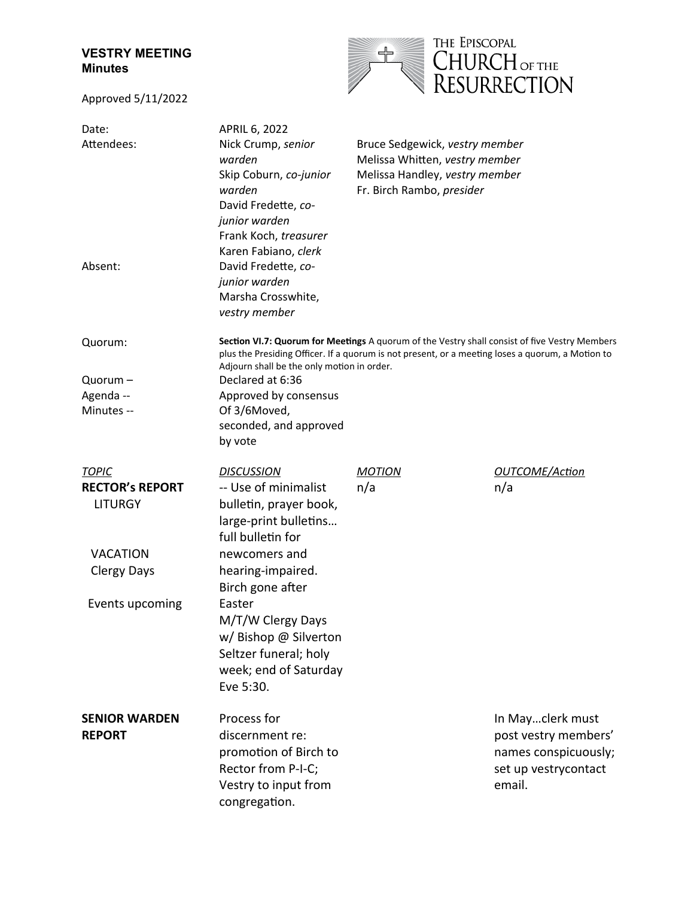**VESTRY MEETING**
**Minutes**

THE EPISCOPAL CHURCH OF THE RESURRECTION

Approved 5/11/2022

Date: APRIL 6, 2022

Attendees:
- Nick Crump, *senior warden*
- Skip Coburn, *co-junior warden*
- David Fredette, *co-junior warden*
- Frank Koch, *treasurer*
- Karen Fabiano, *clerk*
- Bruce Sedgewick, *vestry member*
- Melissa Whitten, *vestry member*
- Melissa Handley, *vestry member*
- Fr. Birch Rambo, *presider*

Absent:
- David Fredette, *co-junior warden*
- Marsha Crosswhite, *vestry member*

Quorum: **Section VI.7: Quorum for Meetings** A quorum of the Vestry shall consist of five Vestry Members plus the Presiding Officer. If a quorum is not present, or a meeting loses a quorum, a Motion to Adjourn shall be the only motion in order.

Quorum – Declared at 6:36
Agenda -- Approved by consensus
Minutes -- Of 3/6Moved, seconded, and approved by vote

| *TOPIC* | *DISCUSSION* | *MOTION* | *OUTCOME/Action* |
|---|---|---|---|
| **RECTOR's REPORT**<br>LITURGY<br><br>VACATION<br>Clergy Days<br><br>Events upcoming | -- Use of minimalist bulletin, prayer book, large-print bulletins… full bulletin for newcomers and hearing-impaired.<br>Birch gone after Easter<br>M/T/W Clergy Days w/ Bishop @ Silverton<br>Seltzer funeral; holy week; end of Saturday Eve 5:30. | n/a | n/a |
| **SENIOR WARDEN REPORT** | Process for discernment re: promotion of Birch to Rector from P-I-C; Vestry to input from congregation. | | In May…clerk must post vestry members' names conspicuously; set up vestrycontact email. |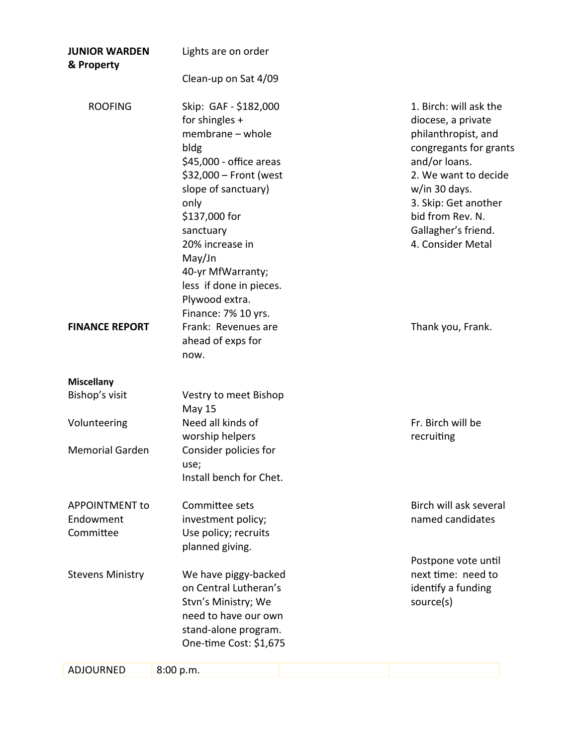| | | |
|---|---|---|
| **JUNIOR WARDEN & Property** | Lights are on order<br><br>Clean-up on Sat 4/09 | |
| ROOFING | Skip: GAF - $182,000 for shingles + membrane – whole bldg<br>$45,000 - office areas<br>$32,000 – Front (west slope of sanctuary) only<br>$137,000 for sanctuary<br>20% increase in May/Jn<br>40-yr MfWarranty; less if done in pieces.<br>Plywood extra.<br>Finance: 7% 10 yrs. | 1. Birch: will ask the diocese, a private philanthropist, and congregants for grants and/or loans.<br>2. We want to decide w/in 30 days.<br>3. Skip: Get another bid from Rev. N. Gallagher's friend.<br>4. Consider Metal |
| **FINANCE REPORT** | Frank: Revenues are ahead of exps for now. | Thank you, Frank. |
| **Miscellany** | | |
| Bishop's visit | Vestry to meet Bishop May 15 | |
| Volunteering | Need all kinds of worship helpers | Fr. Birch will be recruiting |
| Memorial Garden | Consider policies for use;<br>Install bench for Chet. | |
| APPOINTMENT to Endowment Committee | Committee sets investment policy; Use policy; recruits planned giving. | Birch will ask several named candidates |
| Stevens Ministry | We have piggy-backed on Central Lutheran's Stvn's Ministry; We need to have our own stand-alone program.<br>One-time Cost: $1,675 | Postpone vote until next time: need to identify a funding source(s) |

| | | | |
|---|---|---|---|
| ADJOURNED | 8:00 p.m. | | |